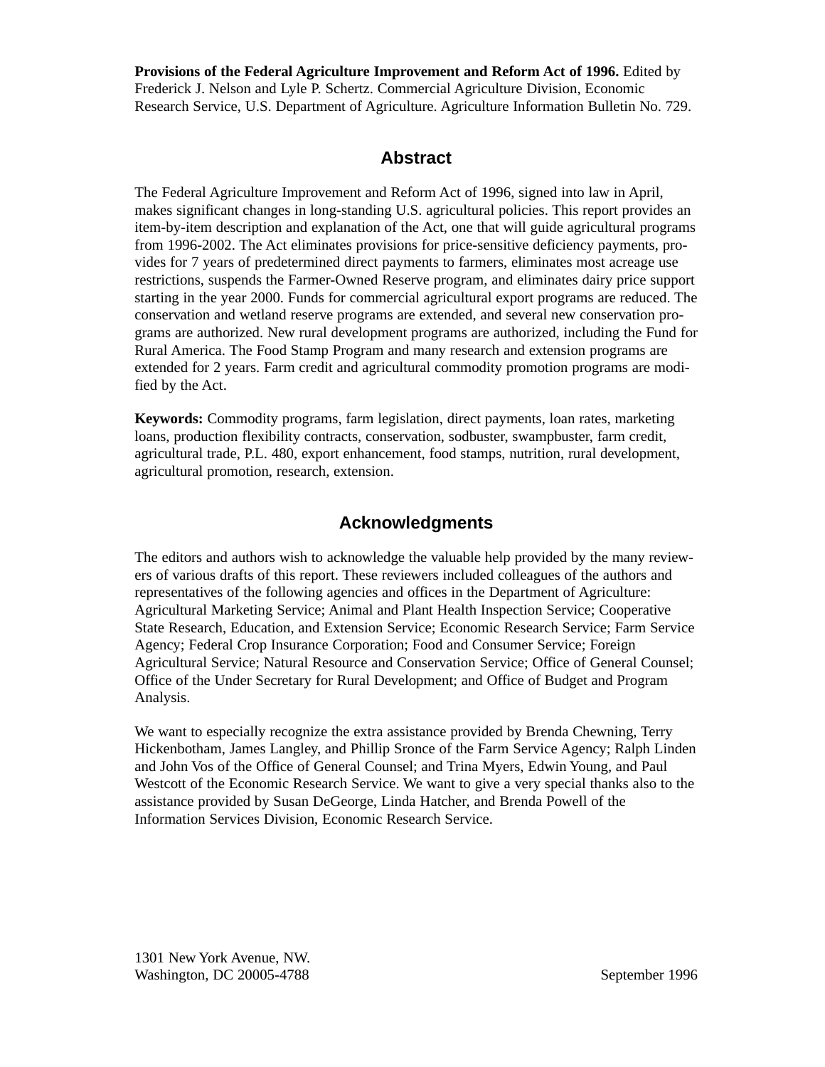**Provisions of the Federal Agriculture Improvement and Reform Act of 1996.** Edited by Frederick J. Nelson and Lyle P. Schertz. Commercial Agriculture Division, Economic Research Service, U.S. Department of Agriculture. Agriculture Information Bulletin No. 729.

## Abstract

The Federal Agriculture Improvement and Reform Act of 1996, signed into law in April, makes significant changes in long-standing U.S. agricultural policies. This report provides an item-by-item description and explanation of the Act, one that will guide agricultural programs from 1996-2002. The Act eliminates provisions for price-sensitive deficiency payments, provides for 7 years of predetermined direct payments to farmers, eliminates most acreage use restrictions, suspends the Farmer-Owned Reserve program, and eliminates dairy price support starting in the year 2000. Funds for commercial agricultural export programs are reduced. The conservation and wetland reserve programs are extended, and several new conservation programs are authorized. New rural development programs are authorized, including the Fund for Rural America. The Food Stamp Program and many research and extension programs are extended for 2 years. Farm credit and agricultural commodity promotion programs are modified by the Act.

**Keywords:** Commodity programs, farm legislation, direct payments, loan rates, marketing loans, production flexibility contracts, conservation, sodbuster, swampbuster, farm credit, agricultural trade, P.L. 480, export enhancement, food stamps, nutrition, rural development, agricultural promotion, research, extension.

## Acknowledgments

The editors and authors wish to acknowledge the valuable help provided by the many reviewers of various drafts of this report. These reviewers included colleagues of the authors and representatives of the following agencies and offices in the Department of Agriculture: Agricultural Marketing Service; Animal and Plant Health Inspection Service; Cooperative State Research, Education, and Extension Service; Economic Research Service; Farm Service Agency; Federal Crop Insurance Corporation; Food and Consumer Service; Foreign Agricultural Service; Natural Resource and Conservation Service; Office of General Counsel; Office of the Under Secretary for Rural Development; and Office of Budget and Program Analysis.

We want to especially recognize the extra assistance provided by Brenda Chewning, Terry Hickenbotham, James Langley, and Phillip Sronce of the Farm Service Agency; Ralph Linden and John Vos of the Office of General Counsel; and Trina Myers, Edwin Young, and Paul Westcott of the Economic Research Service. We want to give a very special thanks also to the assistance provided by Susan DeGeorge, Linda Hatcher, and Brenda Powell of the Information Services Division, Economic Research Service.

1301 New York Avenue, NW.
Washington, DC 20005-4788

September 1996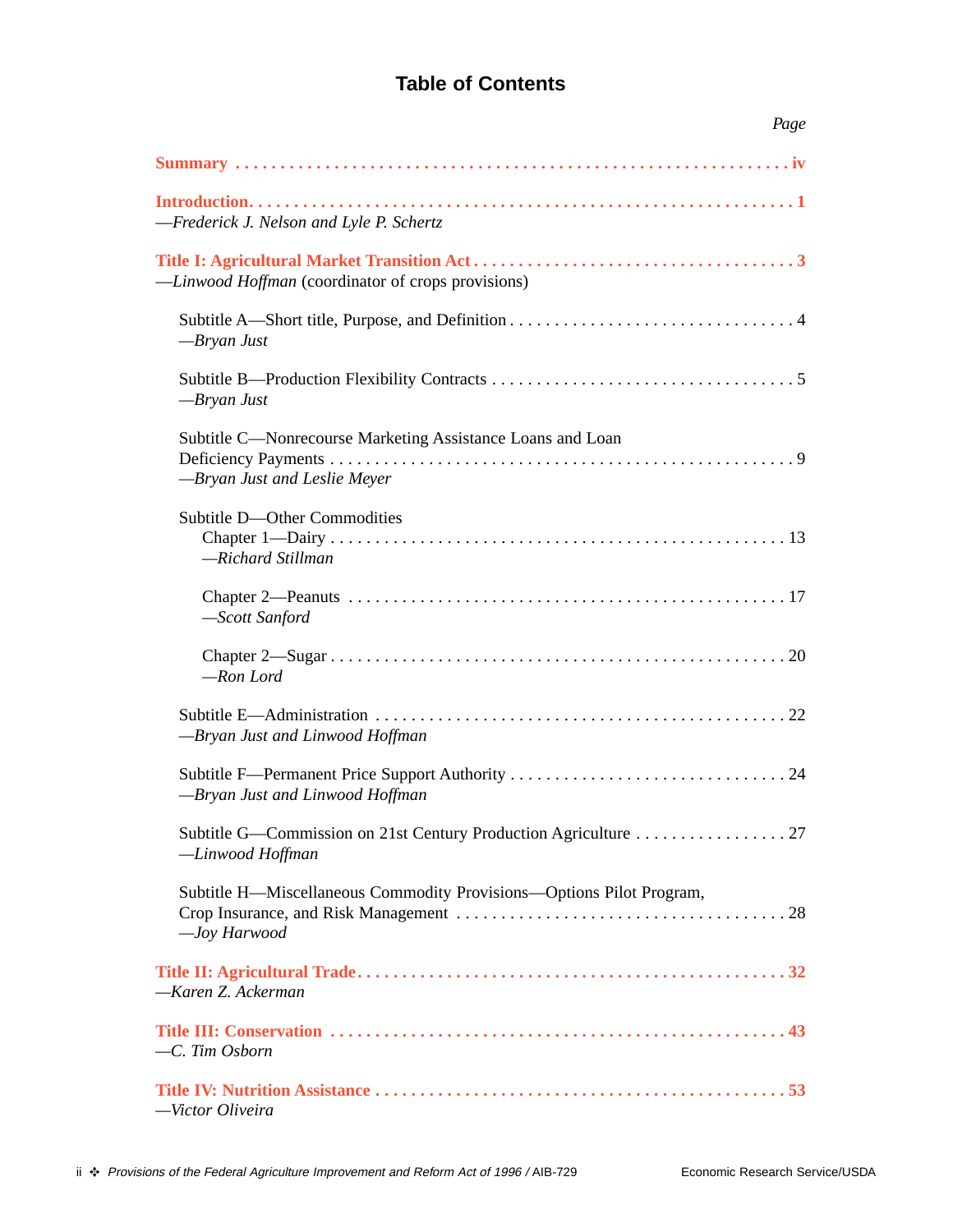# Table of Contents

| | Page |
|---|---|
| **Summary** | **iv** |
| **Introduction** | **1** |
| —*Frederick J. Nelson and Lyle P. Schertz* | |
| **Title I: Agricultural Market Transition Act** | **3** |
| —*Linwood Hoffman* (coordinator of crops provisions) | |
| Subtitle A—Short title, Purpose, and Definition | 4 |
| —*Bryan Just* | |
| Subtitle B—Production Flexibility Contracts | 5 |
| —*Bryan Just* | |
| Subtitle C—Nonrecourse Marketing Assistance Loans and Loan Deficiency Payments | 9 |
| —*Bryan Just and Leslie Meyer* | |
| Subtitle D—Other Commodities | |
| Chapter 1—Dairy | 13 |
| —*Richard Stillman* | |
| Chapter 2—Peanuts | 17 |
| —*Scott Sanford* | |
| Chapter 2—Sugar | 20 |
| —*Ron Lord* | |
| Subtitle E—Administration | 22 |
| —*Bryan Just and Linwood Hoffman* | |
| Subtitle F—Permanent Price Support Authority | 24 |
| —*Bryan Just and Linwood Hoffman* | |
| Subtitle G—Commission on 21st Century Production Agriculture | 27 |
| —*Linwood Hoffman* | |
| Subtitle H—Miscellaneous Commodity Provisions—Options Pilot Program, Crop Insurance, and Risk Management | 28 |
| —*Joy Harwood* | |
| **Title II: Agricultural Trade** | **32** |
| —*Karen Z. Ackerman* | |
| **Title III: Conservation** | **43** |
| —*C. Tim Osborn* | |
| **Title IV: Nutrition Assistance** | **53** |
| —*Victor Oliveira* | |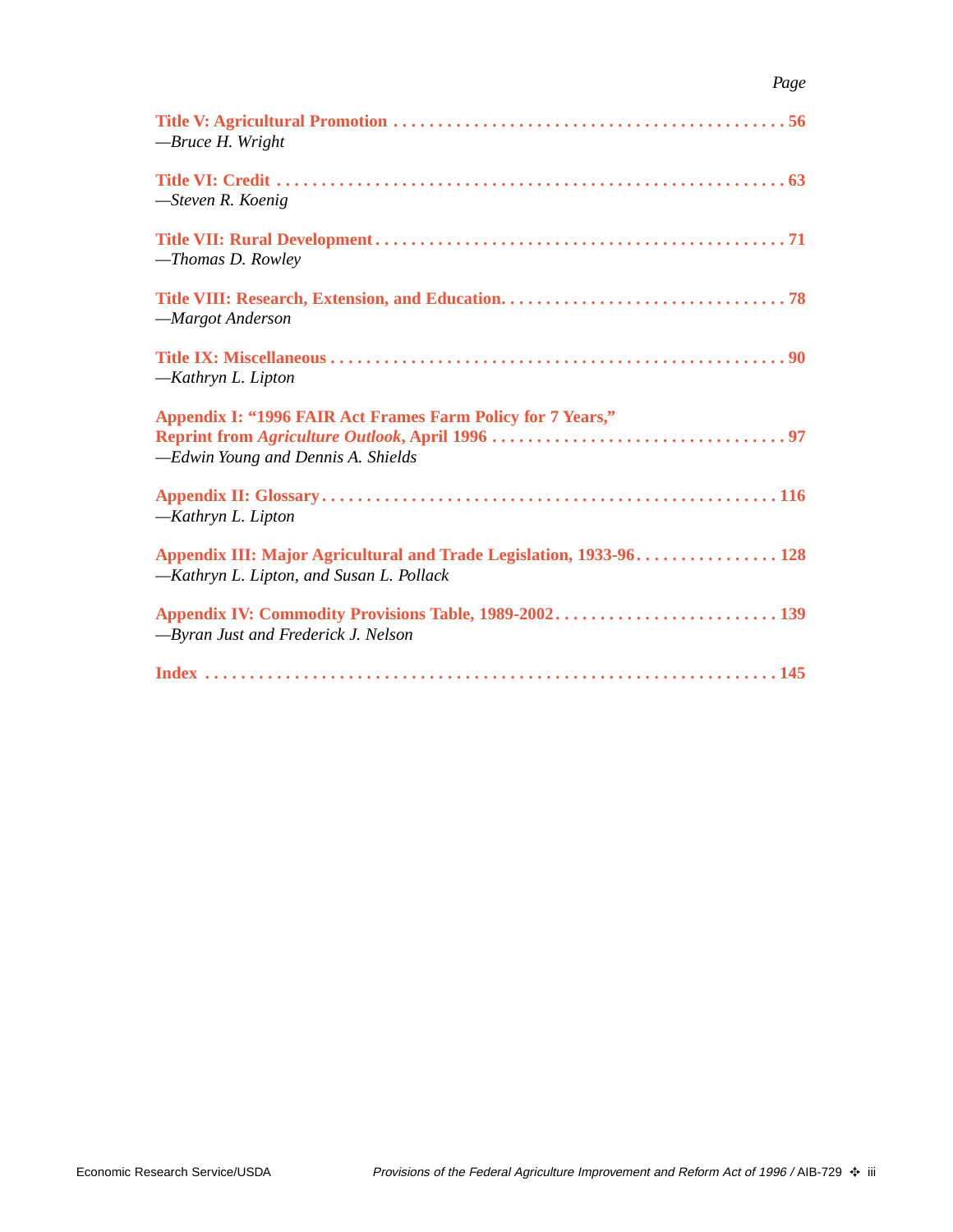*Page*

**Title V: Agricultural Promotion** . . . . . . . . . . . . . . . . . . . . . . . . . . . . . . . . . . . . . . . . . . . 56
—*Bruce H. Wright*

**Title VI: Credit** . . . . . . . . . . . . . . . . . . . . . . . . . . . . . . . . . . . . . . . . . . . . . . . . . . . . . . 63
—*Steven R. Koenig*

**Title VII: Rural Development** . . . . . . . . . . . . . . . . . . . . . . . . . . . . . . . . . . . . . . . . . . . 71
—*Thomas D. Rowley*

**Title VIII: Research, Extension, and Education.** . . . . . . . . . . . . . . . . . . . . . . . . . . . . . . 78
—*Margot Anderson*

**Title IX: Miscellaneous** . . . . . . . . . . . . . . . . . . . . . . . . . . . . . . . . . . . . . . . . . . . . . . . 90
—*Kathryn L. Lipton*

**Appendix I: "1996 FAIR Act Frames Farm Policy for 7 Years," Reprint from *Agriculture Outlook*, April 1996** . . . . . . . . . . . . . . . . . . . . . . . . . . . . . . . . 97
—*Edwin Young and Dennis A. Shields*

**Appendix II: Glossary** . . . . . . . . . . . . . . . . . . . . . . . . . . . . . . . . . . . . . . . . . . . . . . . . . 116
—*Kathryn L. Lipton*

**Appendix III: Major Agricultural and Trade Legislation, 1933-96** . . . . . . . . . . . . . . . . 128
—*Kathryn L. Lipton, and Susan L. Pollack*

**Appendix IV: Commodity Provisions Table, 1989-2002** . . . . . . . . . . . . . . . . . . . . . . . . . 139
—*Byran Just and Frederick J. Nelson*

**Index** . . . . . . . . . . . . . . . . . . . . . . . . . . . . . . . . . . . . . . . . . . . . . . . . . . . . . . . . . . . . . 145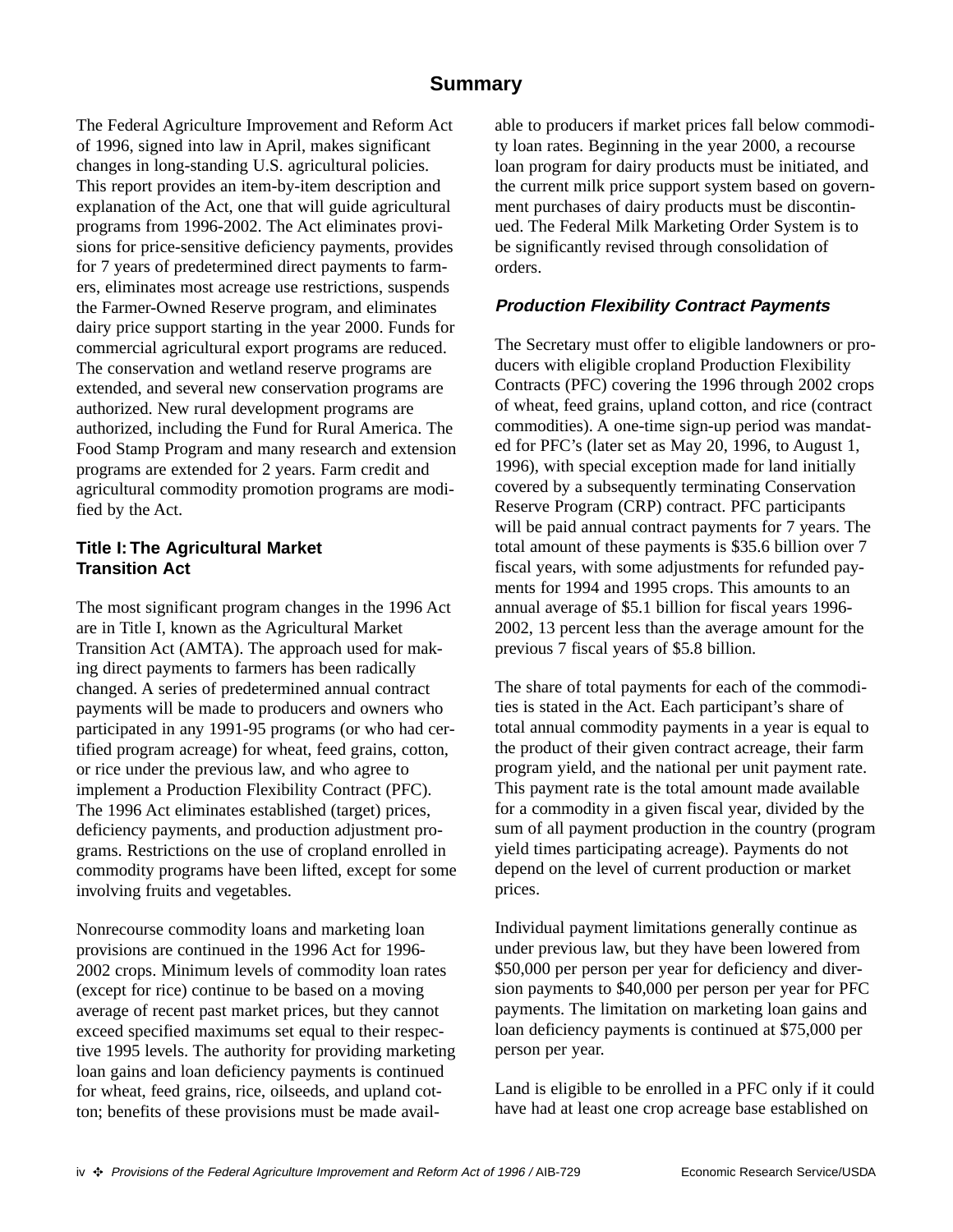## Summary

The Federal Agriculture Improvement and Reform Act of 1996, signed into law in April, makes significant changes in long-standing U.S. agricultural policies. This report provides an item-by-item description and explanation of the Act, one that will guide agricultural programs from 1996-2002. The Act eliminates provisions for price-sensitive deficiency payments, provides for 7 years of predetermined direct payments to farmers, eliminates most acreage use restrictions, suspends the Farmer-Owned Reserve program, and eliminates dairy price support starting in the year 2000. Funds for commercial agricultural export programs are reduced. The conservation and wetland reserve programs are extended, and several new conservation programs are authorized. New rural development programs are authorized, including the Fund for Rural America. The Food Stamp Program and many research and extension programs are extended for 2 years. Farm credit and agricultural commodity promotion programs are modified by the Act.

### Title I: The Agricultural Market Transition Act

The most significant program changes in the 1996 Act are in Title I, known as the Agricultural Market Transition Act (AMTA). The approach used for making direct payments to farmers has been radically changed. A series of predetermined annual contract payments will be made to producers and owners who participated in any 1991-95 programs (or who had certified program acreage) for wheat, feed grains, cotton, or rice under the previous law, and who agree to implement a Production Flexibility Contract (PFC). The 1996 Act eliminates established (target) prices, deficiency payments, and production adjustment programs. Restrictions on the use of cropland enrolled in commodity programs have been lifted, except for some involving fruits and vegetables.

Nonrecourse commodity loans and marketing loan provisions are continued in the 1996 Act for 1996-2002 crops. Minimum levels of commodity loan rates (except for rice) continue to be based on a moving average of recent past market prices, but they cannot exceed specified maximums set equal to their respective 1995 levels. The authority for providing marketing loan gains and loan deficiency payments is continued for wheat, feed grains, rice, oilseeds, and upland cotton; benefits of these provisions must be made available to producers if market prices fall below commodity loan rates. Beginning in the year 2000, a recourse loan program for dairy products must be initiated, and the current milk price support system based on government purchases of dairy products must be discontinued. The Federal Milk Marketing Order System is to be significantly revised through consolidation of orders.

#### *Production Flexibility Contract Payments*

The Secretary must offer to eligible landowners or producers with eligible cropland Production Flexibility Contracts (PFC) covering the 1996 through 2002 crops of wheat, feed grains, upland cotton, and rice (contract commodities). A one-time sign-up period was mandated for PFC's (later set as May 20, 1996, to August 1, 1996), with special exception made for land initially covered by a subsequently terminating Conservation Reserve Program (CRP) contract. PFC participants will be paid annual contract payments for 7 years. The total amount of these payments is $35.6 billion over 7 fiscal years, with some adjustments for refunded payments for 1994 and 1995 crops. This amounts to an annual average of $5.1 billion for fiscal years 1996-2002, 13 percent less than the average amount for the previous 7 fiscal years of $5.8 billion.

The share of total payments for each of the commodities is stated in the Act. Each participant's share of total annual commodity payments in a year is equal to the product of their given contract acreage, their farm program yield, and the national per unit payment rate. This payment rate is the total amount made available for a commodity in a given fiscal year, divided by the sum of all payment production in the country (program yield times participating acreage). Payments do not depend on the level of current production or market prices.

Individual payment limitations generally continue as under previous law, but they have been lowered from $50,000 per person per year for deficiency and diversion payments to $40,000 per person per year for PFC payments. The limitation on marketing loan gains and loan deficiency payments is continued at $75,000 per person per year.

Land is eligible to be enrolled in a PFC only if it could have had at least one crop acreage base established on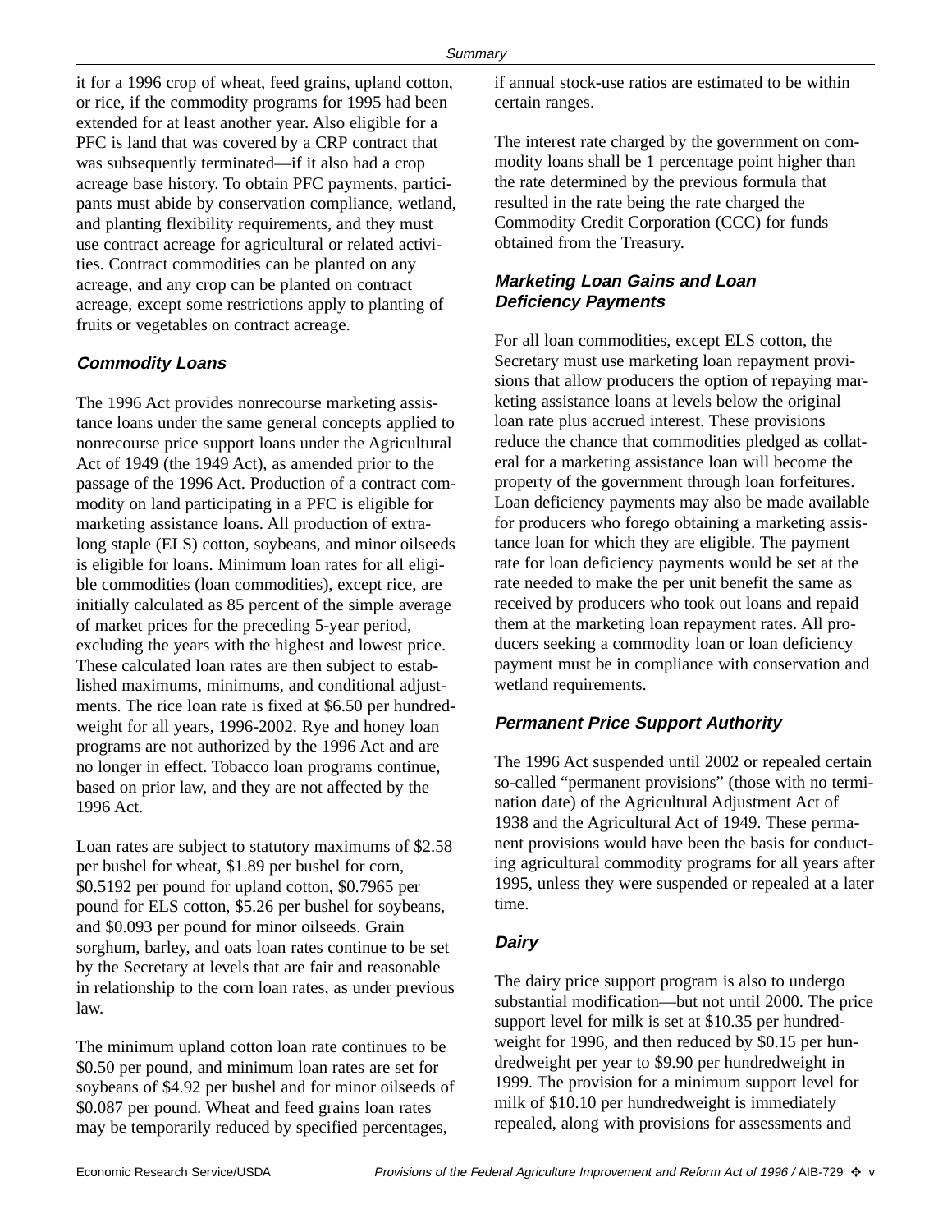it for a 1996 crop of wheat, feed grains, upland cotton, or rice, if the commodity programs for 1995 had been extended for at least another year. Also eligible for a PFC is land that was covered by a CRP contract that was subsequently terminated—if it also had a crop acreage base history. To obtain PFC payments, participants must abide by conservation compliance, wetland, and planting flexibility requirements, and they must use contract acreage for agricultural or related activities. Contract commodities can be planted on any acreage, and any crop can be planted on contract acreage, except some restrictions apply to planting of fruits or vegetables on contract acreage.

### *Commodity Loans*

The 1996 Act provides nonrecourse marketing assistance loans under the same general concepts applied to nonrecourse price support loans under the Agricultural Act of 1949 (the 1949 Act), as amended prior to the passage of the 1996 Act. Production of a contract commodity on land participating in a PFC is eligible for marketing assistance loans. All production of extra-long staple (ELS) cotton, soybeans, and minor oilseeds is eligible for loans. Minimum loan rates for all eligible commodities (loan commodities), except rice, are initially calculated as 85 percent of the simple average of market prices for the preceding 5-year period, excluding the years with the highest and lowest price. These calculated loan rates are then subject to established maximums, minimums, and conditional adjustments. The rice loan rate is fixed at $6.50 per hundredweight for all years, 1996-2002. Rye and honey loan programs are not authorized by the 1996 Act and are no longer in effect. Tobacco loan programs continue, based on prior law, and they are not affected by the 1996 Act.

Loan rates are subject to statutory maximums of $2.58 per bushel for wheat, $1.89 per bushel for corn, $0.5192 per pound for upland cotton, $0.7965 per pound for ELS cotton, $5.26 per bushel for soybeans, and $0.093 per pound for minor oilseeds. Grain sorghum, barley, and oats loan rates continue to be set by the Secretary at levels that are fair and reasonable in relationship to the corn loan rates, as under previous law.

The minimum upland cotton loan rate continues to be $0.50 per pound, and minimum loan rates are set for soybeans of $4.92 per bushel and for minor oilseeds of $0.087 per pound. Wheat and feed grains loan rates may be temporarily reduced by specified percentages, if annual stock-use ratios are estimated to be within certain ranges.

The interest rate charged by the government on commodity loans shall be 1 percentage point higher than the rate determined by the previous formula that resulted in the rate being the rate charged the Commodity Credit Corporation (CCC) for funds obtained from the Treasury.

### *Marketing Loan Gains and Loan Deficiency Payments*

For all loan commodities, except ELS cotton, the Secretary must use marketing loan repayment provisions that allow producers the option of repaying marketing assistance loans at levels below the original loan rate plus accrued interest. These provisions reduce the chance that commodities pledged as collateral for a marketing assistance loan will become the property of the government through loan forfeitures. Loan deficiency payments may also be made available for producers who forego obtaining a marketing assistance loan for which they are eligible. The payment rate for loan deficiency payments would be set at the rate needed to make the per unit benefit the same as received by producers who took out loans and repaid them at the marketing loan repayment rates. All producers seeking a commodity loan or loan deficiency payment must be in compliance with conservation and wetland requirements.

### *Permanent Price Support Authority*

The 1996 Act suspended until 2002 or repealed certain so-called "permanent provisions" (those with no termination date) of the Agricultural Adjustment Act of 1938 and the Agricultural Act of 1949. These permanent provisions would have been the basis for conducting agricultural commodity programs for all years after 1995, unless they were suspended or repealed at a later time.

### *Dairy*

The dairy price support program is also to undergo substantial modification—but not until 2000. The price support level for milk is set at $10.35 per hundredweight for 1996, and then reduced by $0.15 per hundredweight per year to $9.90 per hundredweight in 1999. The provision for a minimum support level for milk of $10.10 per hundredweight is immediately repealed, along with provisions for assessments and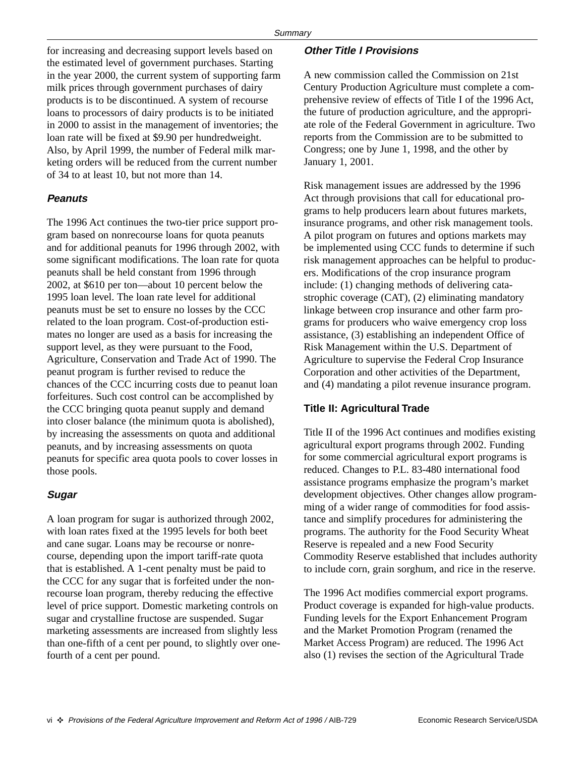for increasing and decreasing support levels based on the estimated level of government purchases. Starting in the year 2000, the current system of supporting farm milk prices through government purchases of dairy products is to be discontinued. A system of recourse loans to processors of dairy products is to be initiated in 2000 to assist in the management of inventories; the loan rate will be fixed at $9.90 per hundredweight. Also, by April 1999, the number of Federal milk marketing orders will be reduced from the current number of 34 to at least 10, but not more than 14.

### *Peanuts*

The 1996 Act continues the two-tier price support program based on nonrecourse loans for quota peanuts and for additional peanuts for 1996 through 2002, with some significant modifications. The loan rate for quota peanuts shall be held constant from 1996 through 2002, at $610 per ton—about 10 percent below the 1995 loan level. The loan rate level for additional peanuts must be set to ensure no losses by the CCC related to the loan program. Cost-of-production estimates no longer are used as a basis for increasing the support level, as they were pursuant to the Food, Agriculture, Conservation and Trade Act of 1990. The peanut program is further revised to reduce the chances of the CCC incurring costs due to peanut loan forfeitures. Such cost control can be accomplished by the CCC bringing quota peanut supply and demand into closer balance (the minimum quota is abolished), by increasing the assessments on quota and additional peanuts, and by increasing assessments on quota peanuts for specific area quota pools to cover losses in those pools.

### *Sugar*

A loan program for sugar is authorized through 2002, with loan rates fixed at the 1995 levels for both beet and cane sugar. Loans may be recourse or nonrecourse, depending upon the import tariff-rate quota that is established. A 1-cent penalty must be paid to the CCC for any sugar that is forfeited under the nonrecourse loan program, thereby reducing the effective level of price support. Domestic marketing controls on sugar and crystalline fructose are suspended. Sugar marketing assessments are increased from slightly less than one-fifth of a cent per pound, to slightly over one-fourth of a cent per pound.

### *Other Title I Provisions*

A new commission called the Commission on 21st Century Production Agriculture must complete a comprehensive review of effects of Title I of the 1996 Act, the future of production agriculture, and the appropriate role of the Federal Government in agriculture. Two reports from the Commission are to be submitted to Congress; one by June 1, 1998, and the other by January 1, 2001.

Risk management issues are addressed by the 1996 Act through provisions that call for educational programs to help producers learn about futures markets, insurance programs, and other risk management tools. A pilot program on futures and options markets may be implemented using CCC funds to determine if such risk management approaches can be helpful to producers. Modifications of the crop insurance program include: (1) changing methods of delivering catastrophic coverage (CAT), (2) eliminating mandatory linkage between crop insurance and other farm programs for producers who waive emergency crop loss assistance, (3) establishing an independent Office of Risk Management within the U.S. Department of Agriculture to supervise the Federal Crop Insurance Corporation and other activities of the Department, and (4) mandating a pilot revenue insurance program.

## Title II: Agricultural Trade

Title II of the 1996 Act continues and modifies existing agricultural export programs through 2002. Funding for some commercial agricultural export programs is reduced. Changes to P.L. 83-480 international food assistance programs emphasize the program's market development objectives. Other changes allow programming of a wider range of commodities for food assistance and simplify procedures for administering the programs. The authority for the Food Security Wheat Reserve is repealed and a new Food Security Commodity Reserve established that includes authority to include corn, grain sorghum, and rice in the reserve.

The 1996 Act modifies commercial export programs. Product coverage is expanded for high-value products. Funding levels for the Export Enhancement Program and the Market Promotion Program (renamed the Market Access Program) are reduced. The 1996 Act also (1) revises the section of the Agricultural Trade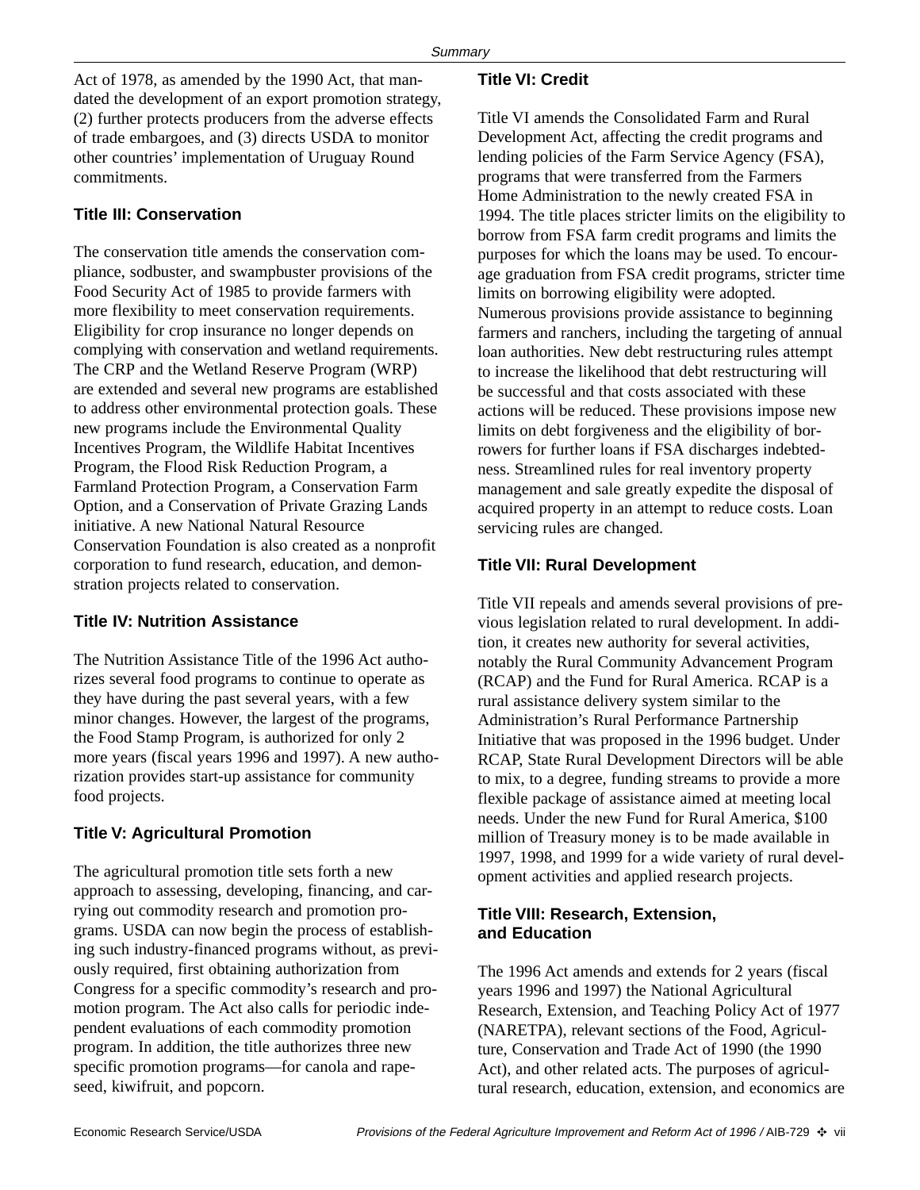Act of 1978, as amended by the 1990 Act, that mandated the development of an export promotion strategy, (2) further protects producers from the adverse effects of trade embargoes, and (3) directs USDA to monitor other countries' implementation of Uruguay Round commitments.

### Title III: Conservation

The conservation title amends the conservation compliance, sodbuster, and swampbuster provisions of the Food Security Act of 1985 to provide farmers with more flexibility to meet conservation requirements. Eligibility for crop insurance no longer depends on complying with conservation and wetland requirements. The CRP and the Wetland Reserve Program (WRP) are extended and several new programs are established to address other environmental protection goals. These new programs include the Environmental Quality Incentives Program, the Wildlife Habitat Incentives Program, the Flood Risk Reduction Program, a Farmland Protection Program, a Conservation Farm Option, and a Conservation of Private Grazing Lands initiative. A new National Natural Resource Conservation Foundation is also created as a nonprofit corporation to fund research, education, and demonstration projects related to conservation.

### Title IV: Nutrition Assistance

The Nutrition Assistance Title of the 1996 Act authorizes several food programs to continue to operate as they have during the past several years, with a few minor changes. However, the largest of the programs, the Food Stamp Program, is authorized for only 2 more years (fiscal years 1996 and 1997). A new authorization provides start-up assistance for community food projects.

### Title V: Agricultural Promotion

The agricultural promotion title sets forth a new approach to assessing, developing, financing, and carrying out commodity research and promotion programs. USDA can now begin the process of establishing such industry-financed programs without, as previously required, first obtaining authorization from Congress for a specific commodity's research and promotion program. The Act also calls for periodic independent evaluations of each commodity promotion program. In addition, the title authorizes three new specific promotion programs—for canola and rapeseed, kiwifruit, and popcorn.

### Title VI: Credit

Title VI amends the Consolidated Farm and Rural Development Act, affecting the credit programs and lending policies of the Farm Service Agency (FSA), programs that were transferred from the Farmers Home Administration to the newly created FSA in 1994. The title places stricter limits on the eligibility to borrow from FSA farm credit programs and limits the purposes for which the loans may be used. To encourage graduation from FSA credit programs, stricter time limits on borrowing eligibility were adopted. Numerous provisions provide assistance to beginning farmers and ranchers, including the targeting of annual loan authorities. New debt restructuring rules attempt to increase the likelihood that debt restructuring will be successful and that costs associated with these actions will be reduced. These provisions impose new limits on debt forgiveness and the eligibility of borrowers for further loans if FSA discharges indebtedness. Streamlined rules for real inventory property management and sale greatly expedite the disposal of acquired property in an attempt to reduce costs. Loan servicing rules are changed.

### Title VII: Rural Development

Title VII repeals and amends several provisions of previous legislation related to rural development. In addition, it creates new authority for several activities, notably the Rural Community Advancement Program (RCAP) and the Fund for Rural America. RCAP is a rural assistance delivery system similar to the Administration's Rural Performance Partnership Initiative that was proposed in the 1996 budget. Under RCAP, State Rural Development Directors will be able to mix, to a degree, funding streams to provide a more flexible package of assistance aimed at meeting local needs. Under the new Fund for Rural America, $100 million of Treasury money is to be made available in 1997, 1998, and 1999 for a wide variety of rural development activities and applied research projects.

### Title VIII: Research, Extension, and Education

The 1996 Act amends and extends for 2 years (fiscal years 1996 and 1997) the National Agricultural Research, Extension, and Teaching Policy Act of 1977 (NARETPA), relevant sections of the Food, Agriculture, Conservation and Trade Act of 1990 (the 1990 Act), and other related acts. The purposes of agricultural research, education, extension, and economics are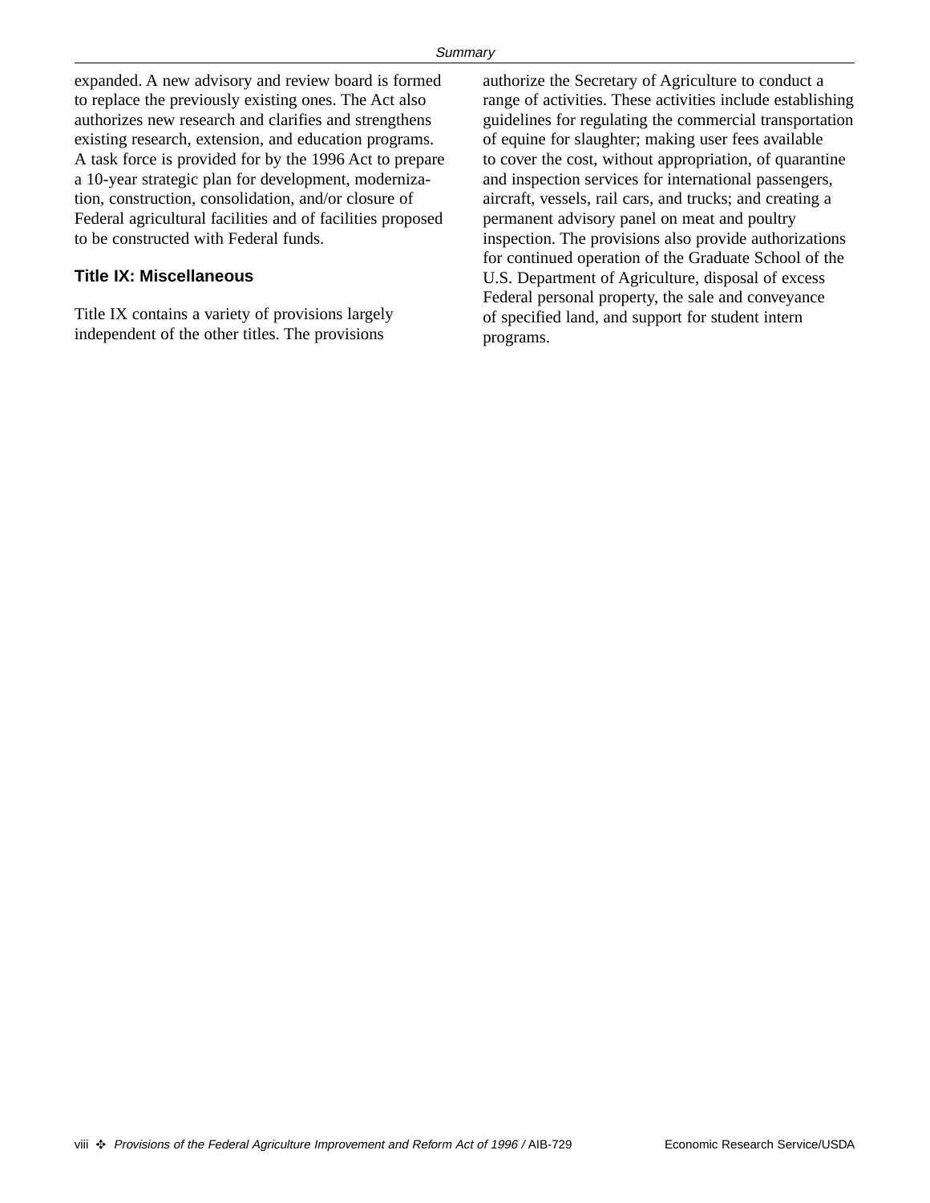expanded. A new advisory and review board is formed to replace the previously existing ones. The Act also authorizes new research and clarifies and strengthens existing research, extension, and education programs. A task force is provided for by the 1996 Act to prepare a 10-year strategic plan for development, modernization, construction, consolidation, and/or closure of Federal agricultural facilities and of facilities proposed to be constructed with Federal funds.

### Title IX: Miscellaneous

Title IX contains a variety of provisions largely independent of the other titles. The provisions authorize the Secretary of Agriculture to conduct a range of activities. These activities include establishing guidelines for regulating the commercial transportation of equine for slaughter; making user fees available to cover the cost, without appropriation, of quarantine and inspection services for international passengers, aircraft, vessels, rail cars, and trucks; and creating a permanent advisory panel on meat and poultry inspection. The provisions also provide authorizations for continued operation of the Graduate School of the U.S. Department of Agriculture, disposal of excess Federal personal property, the sale and conveyance of specified land, and support for student intern programs.